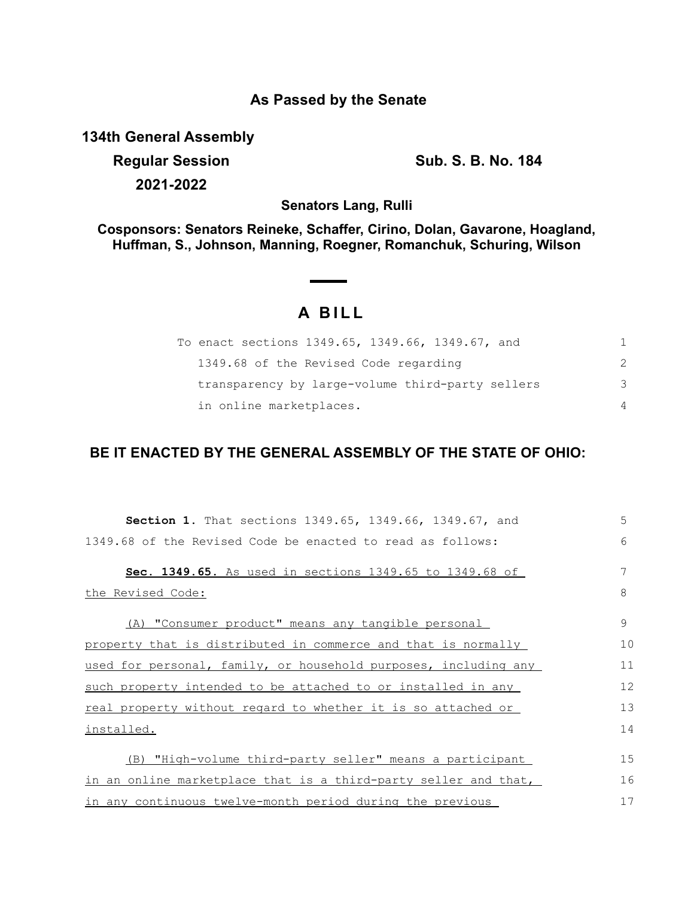**As Passed by the Senate**

**134th General Assembly**

**Regular Session** **Sub. S. B. No. 184**

**2021-2022**

**Senators Lang, Rulli**

**Cosponsors: Senators Reineke, Schaffer, Cirino, Dolan, Gavarone, Hoagland, Huffman, S., Johnson, Manning, Roegner, Romanchuk, Schuring, Wilson**

# A BILL

To enact sections 1349.65, 1349.66, 1349.67, and 1349.68 of the Revised Code regarding transparency by large-volume third-party sellers in online marketplaces.

**BE IT ENACTED BY THE GENERAL ASSEMBLY OF THE STATE OF OHIO:**

**Section 1.** That sections 1349.65, 1349.66, 1349.67, and 1349.68 of the Revised Code be enacted to read as follows:

**Sec. 1349.65.** As used in sections 1349.65 to 1349.68 of the Revised Code:

(A) "Consumer product" means any tangible personal property that is distributed in commerce and that is normally used for personal, family, or household purposes, including any such property intended to be attached to or installed in any real property without regard to whether it is so attached or installed.

(B) "High-volume third-party seller" means a participant in an online marketplace that is a third-party seller and that, in any continuous twelve-month period during the previous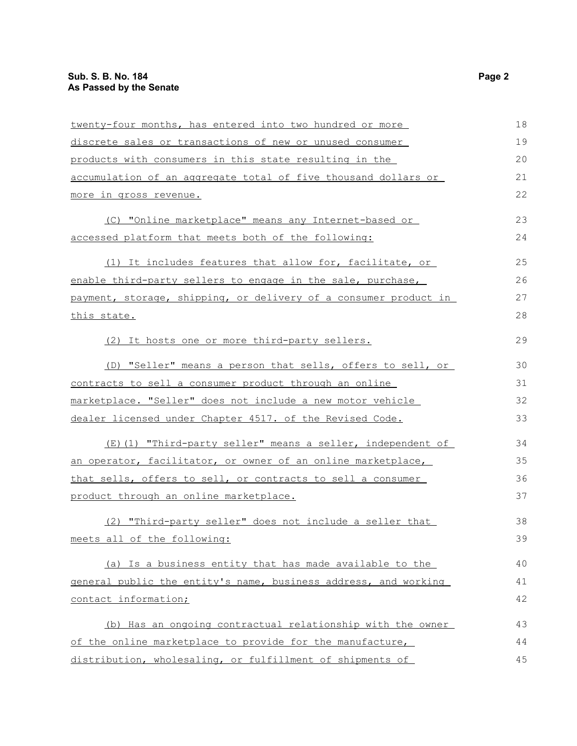twenty-four months, has entered into two hundred or more discrete sales or transactions of new or unused consumer products with consumers in this state resulting in the accumulation of an aggregate total of five thousand dollars or more in gross revenue.

(C) "Online marketplace" means any Internet-based or accessed platform that meets both of the following:

(1) It includes features that allow for, facilitate, or enable third-party sellers to engage in the sale, purchase, payment, storage, shipping, or delivery of a consumer product in this state.

(2) It hosts one or more third-party sellers.

(D) "Seller" means a person that sells, offers to sell, or contracts to sell a consumer product through an online marketplace. "Seller" does not include a new motor vehicle dealer licensed under Chapter 4517. of the Revised Code.

(E)(1) "Third-party seller" means a seller, independent of an operator, facilitator, or owner of an online marketplace, that sells, offers to sell, or contracts to sell a consumer product through an online marketplace.

(2) "Third-party seller" does not include a seller that meets all of the following:

(a) Is a business entity that has made available to the general public the entity's name, business address, and working contact information;

(b) Has an ongoing contractual relationship with the owner of the online marketplace to provide for the manufacture, distribution, wholesaling, or fulfillment of shipments of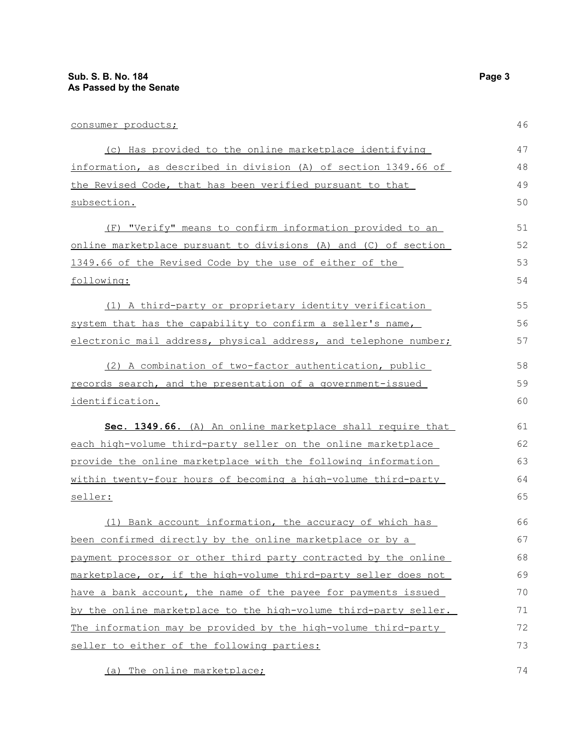consumer products;

(c) Has provided to the online marketplace identifying information, as described in division (A) of section 1349.66 of the Revised Code, that has been verified pursuant to that subsection.

(F) "Verify" means to confirm information provided to an online marketplace pursuant to divisions (A) and (C) of section 1349.66 of the Revised Code by the use of either of the following:

(1) A third-party or proprietary identity verification system that has the capability to confirm a seller's name, electronic mail address, physical address, and telephone number;

(2) A combination of two-factor authentication, public records search, and the presentation of a government-issued identification.

**Sec. 1349.66.** (A) An online marketplace shall require that each high-volume third-party seller on the online marketplace provide the online marketplace with the following information within twenty-four hours of becoming a high-volume third-party seller:

(1) Bank account information, the accuracy of which has been confirmed directly by the online marketplace or by a payment processor or other third party contracted by the online marketplace, or, if the high-volume third-party seller does not have a bank account, the name of the payee for payments issued by the online marketplace to the high-volume third-party seller. The information may be provided by the high-volume third-party seller to either of the following parties:

(a) The online marketplace;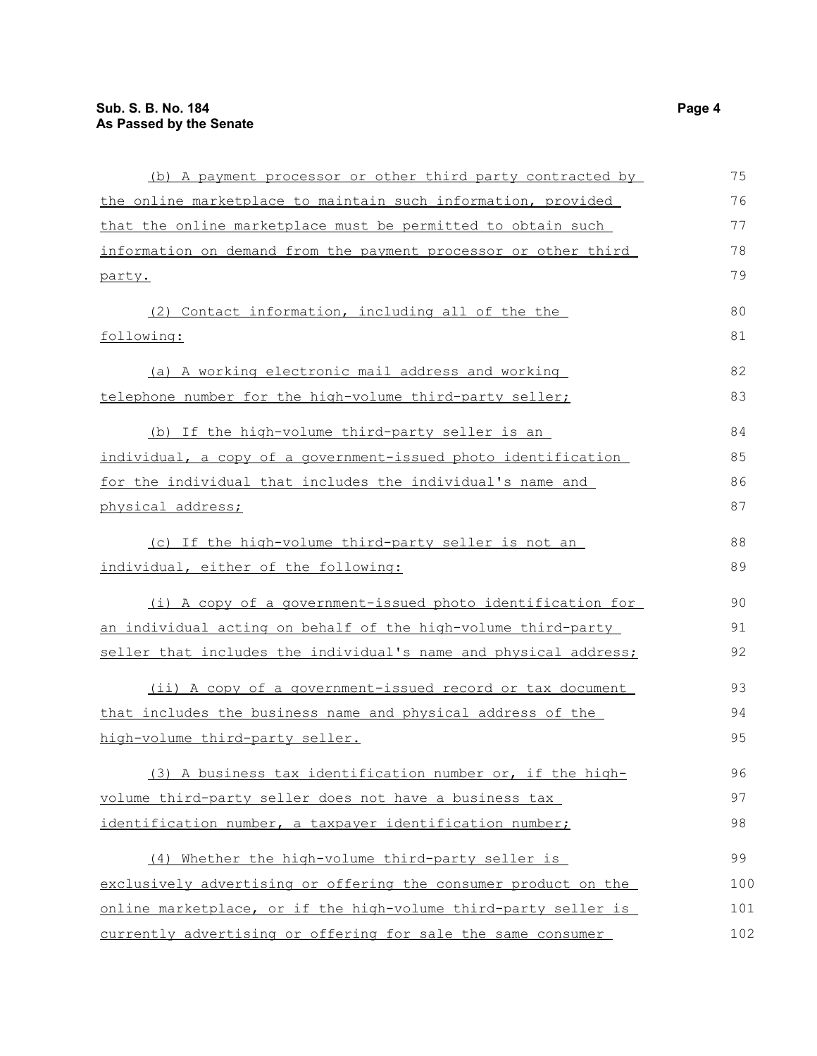(b) A payment processor or other third party contracted by the online marketplace to maintain such information, provided that the online marketplace must be permitted to obtain such information on demand from the payment processor or other third party.

(2) Contact information, including all of the the following:

(a) A working electronic mail address and working telephone number for the high-volume third-party seller;

(b) If the high-volume third-party seller is an individual, a copy of a government-issued photo identification for the individual that includes the individual's name and physical address;

(c) If the high-volume third-party seller is not an individual, either of the following:

(i) A copy of a government-issued photo identification for an individual acting on behalf of the high-volume third-party seller that includes the individual's name and physical address;

(ii) A copy of a government-issued record or tax document that includes the business name and physical address of the high-volume third-party seller.

(3) A business tax identification number or, if the high-volume third-party seller does not have a business tax identification number, a taxpayer identification number;

(4) Whether the high-volume third-party seller is exclusively advertising or offering the consumer product on the online marketplace, or if the high-volume third-party seller is currently advertising or offering for sale the same consumer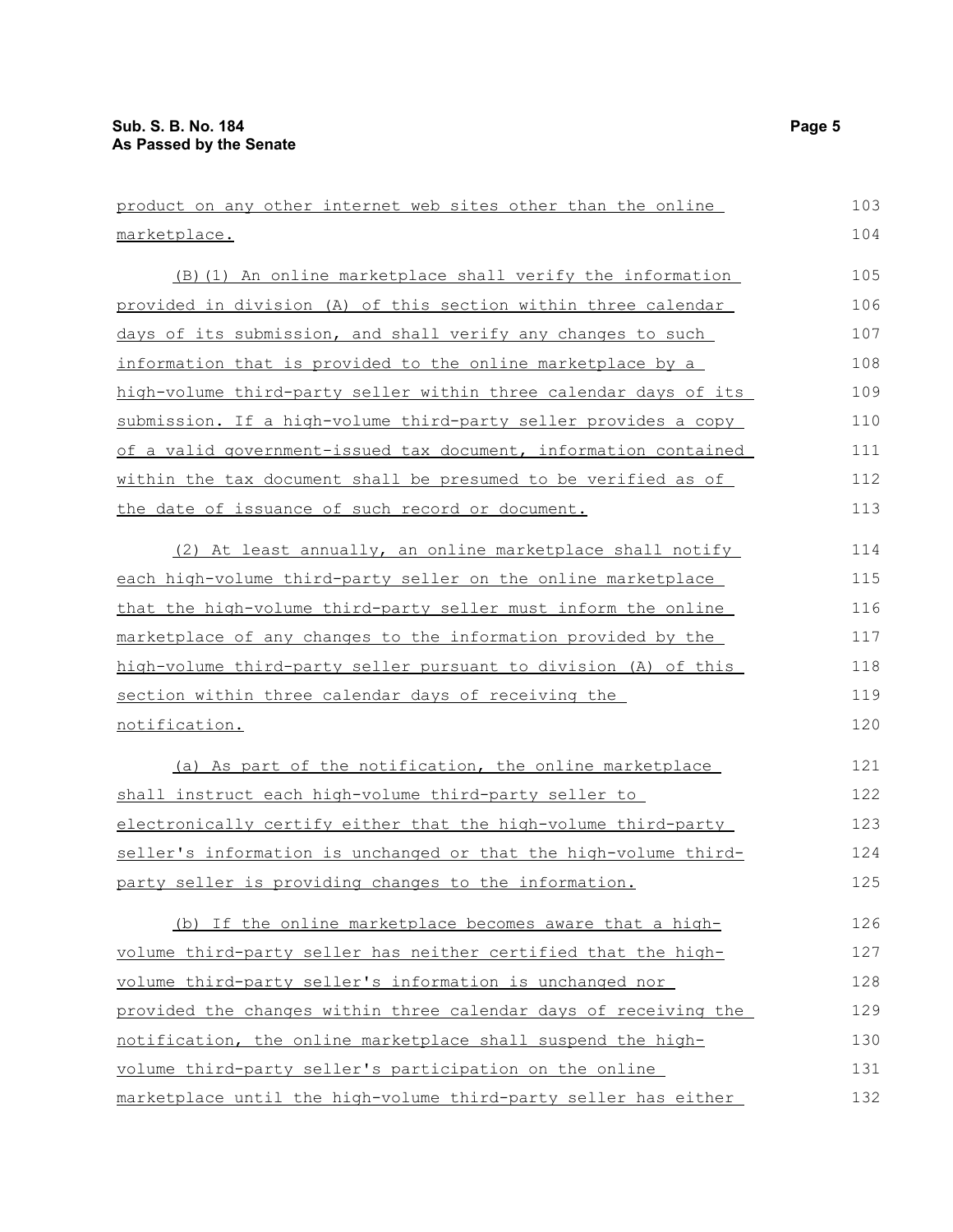product on any other internet web sites other than the online marketplace.

(B)(1) An online marketplace shall verify the information provided in division (A) of this section within three calendar days of its submission, and shall verify any changes to such information that is provided to the online marketplace by a high-volume third-party seller within three calendar days of its submission. If a high-volume third-party seller provides a copy of a valid government-issued tax document, information contained within the tax document shall be presumed to be verified as of the date of issuance of such record or document.

(2) At least annually, an online marketplace shall notify each high-volume third-party seller on the online marketplace that the high-volume third-party seller must inform the online marketplace of any changes to the information provided by the high-volume third-party seller pursuant to division (A) of this section within three calendar days of receiving the notification.

(a) As part of the notification, the online marketplace shall instruct each high-volume third-party seller to electronically certify either that the high-volume third-party seller's information is unchanged or that the high-volume third-party seller is providing changes to the information.

(b) If the online marketplace becomes aware that a high-volume third-party seller has neither certified that the high-volume third-party seller's information is unchanged nor provided the changes within three calendar days of receiving the notification, the online marketplace shall suspend the high-volume third-party seller's participation on the online marketplace until the high-volume third-party seller has either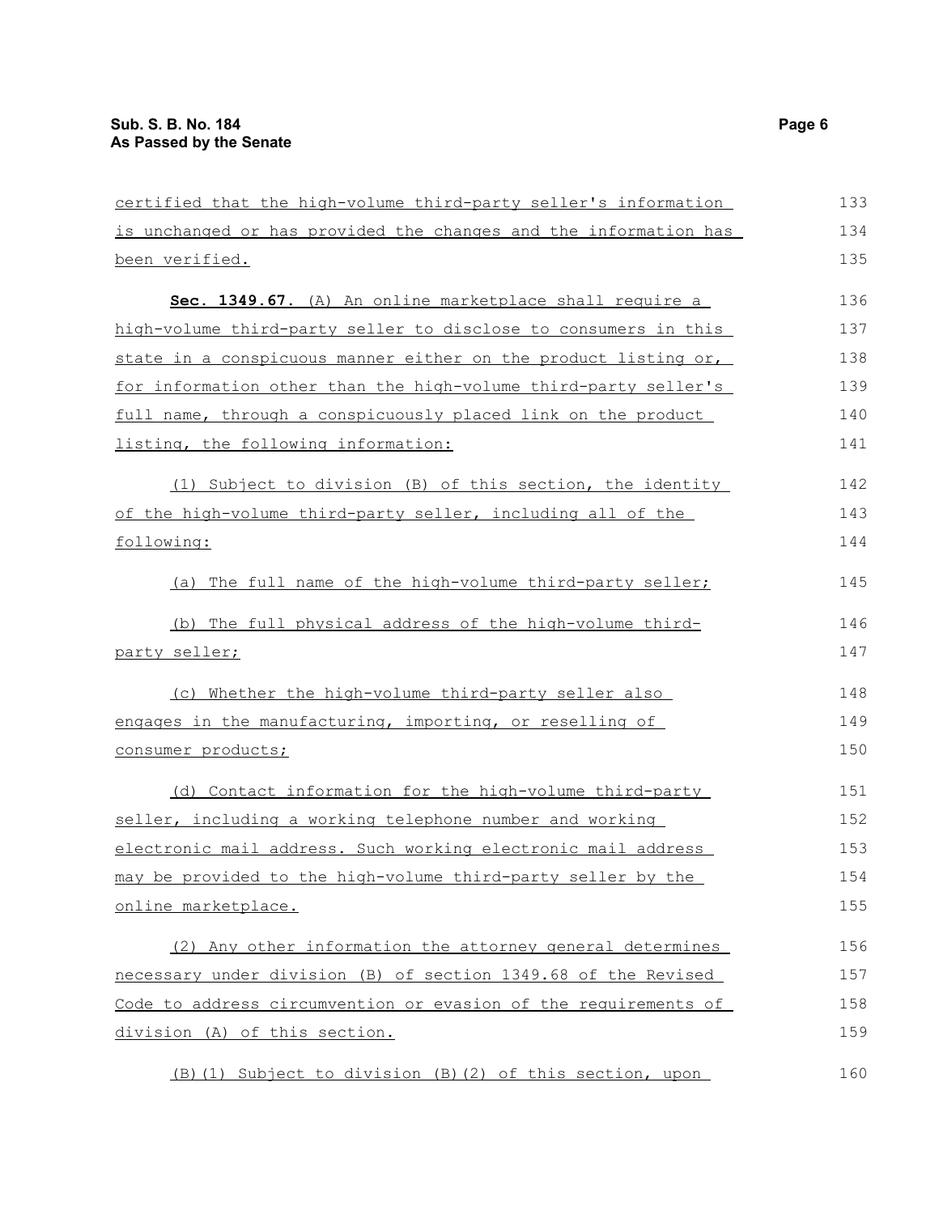certified that the high-volume third-party seller's information is unchanged or has provided the changes and the information has been verified.

**Sec. 1349.67.** (A) An online marketplace shall require a high-volume third-party seller to disclose to consumers in this state in a conspicuous manner either on the product listing or, for information other than the high-volume third-party seller's full name, through a conspicuously placed link on the product listing, the following information:

(1) Subject to division (B) of this section, the identity of the high-volume third-party seller, including all of the following:

(a) The full name of the high-volume third-party seller;

(b) The full physical address of the high-volume third-party seller;

(c) Whether the high-volume third-party seller also engages in the manufacturing, importing, or reselling of consumer products;

(d) Contact information for the high-volume third-party seller, including a working telephone number and working electronic mail address. Such working electronic mail address may be provided to the high-volume third-party seller by the online marketplace.

(2) Any other information the attorney general determines necessary under division (B) of section 1349.68 of the Revised Code to address circumvention or evasion of the requirements of division (A) of this section.

(B)(1) Subject to division (B)(2) of this section, upon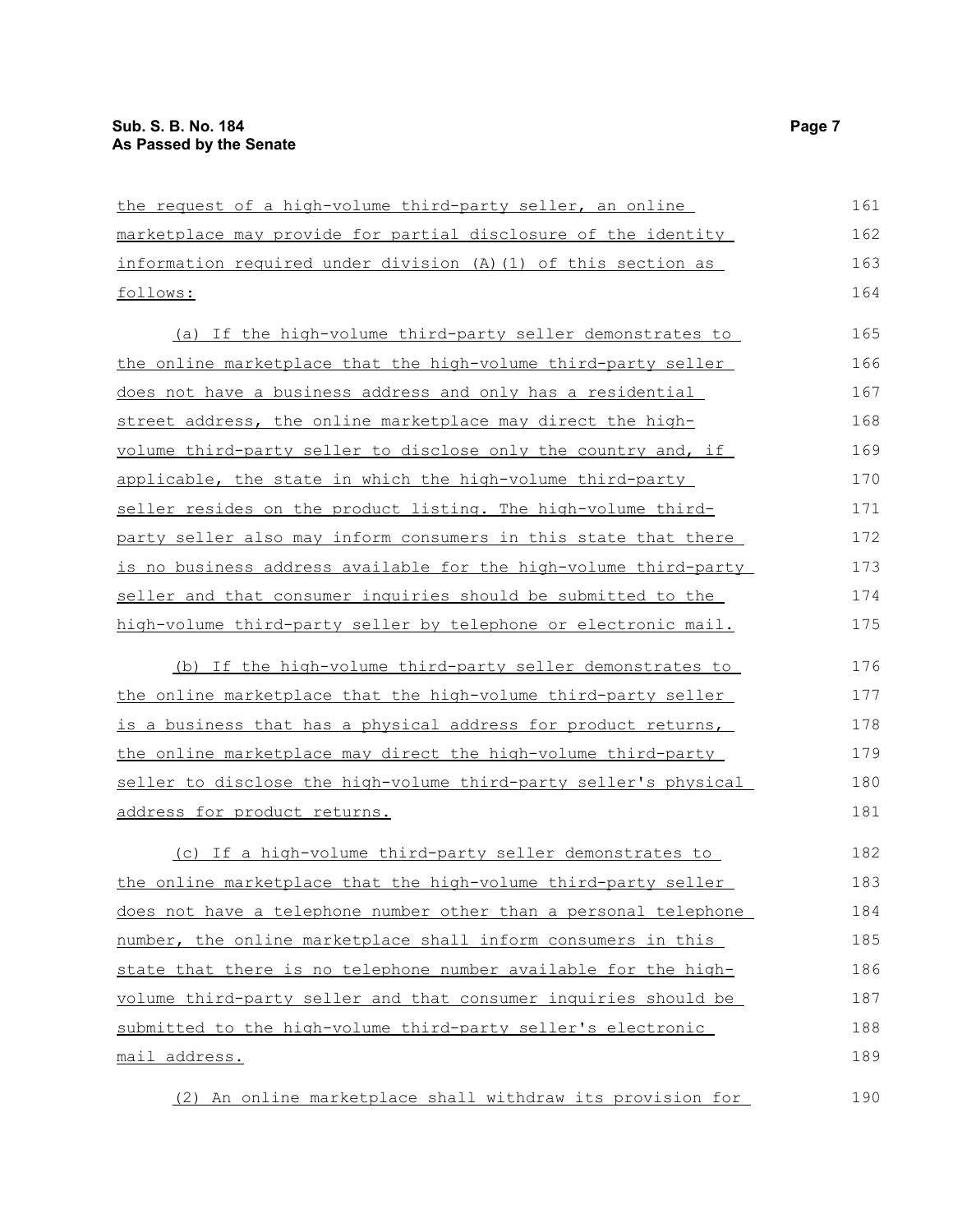the request of a high-volume third-party seller, an online marketplace may provide for partial disclosure of the identity information required under division (A)(1) of this section as follows:

(a) If the high-volume third-party seller demonstrates to the online marketplace that the high-volume third-party seller does not have a business address and only has a residential street address, the online marketplace may direct the high-volume third-party seller to disclose only the country and, if applicable, the state in which the high-volume third-party seller resides on the product listing. The high-volume third-party seller also may inform consumers in this state that there is no business address available for the high-volume third-party seller and that consumer inquiries should be submitted to the high-volume third-party seller by telephone or electronic mail.

(b) If the high-volume third-party seller demonstrates to the online marketplace that the high-volume third-party seller is a business that has a physical address for product returns, the online marketplace may direct the high-volume third-party seller to disclose the high-volume third-party seller's physical address for product returns.

(c) If a high-volume third-party seller demonstrates to the online marketplace that the high-volume third-party seller does not have a telephone number other than a personal telephone number, the online marketplace shall inform consumers in this state that there is no telephone number available for the high-volume third-party seller and that consumer inquiries should be submitted to the high-volume third-party seller's electronic mail address.

(2) An online marketplace shall withdraw its provision for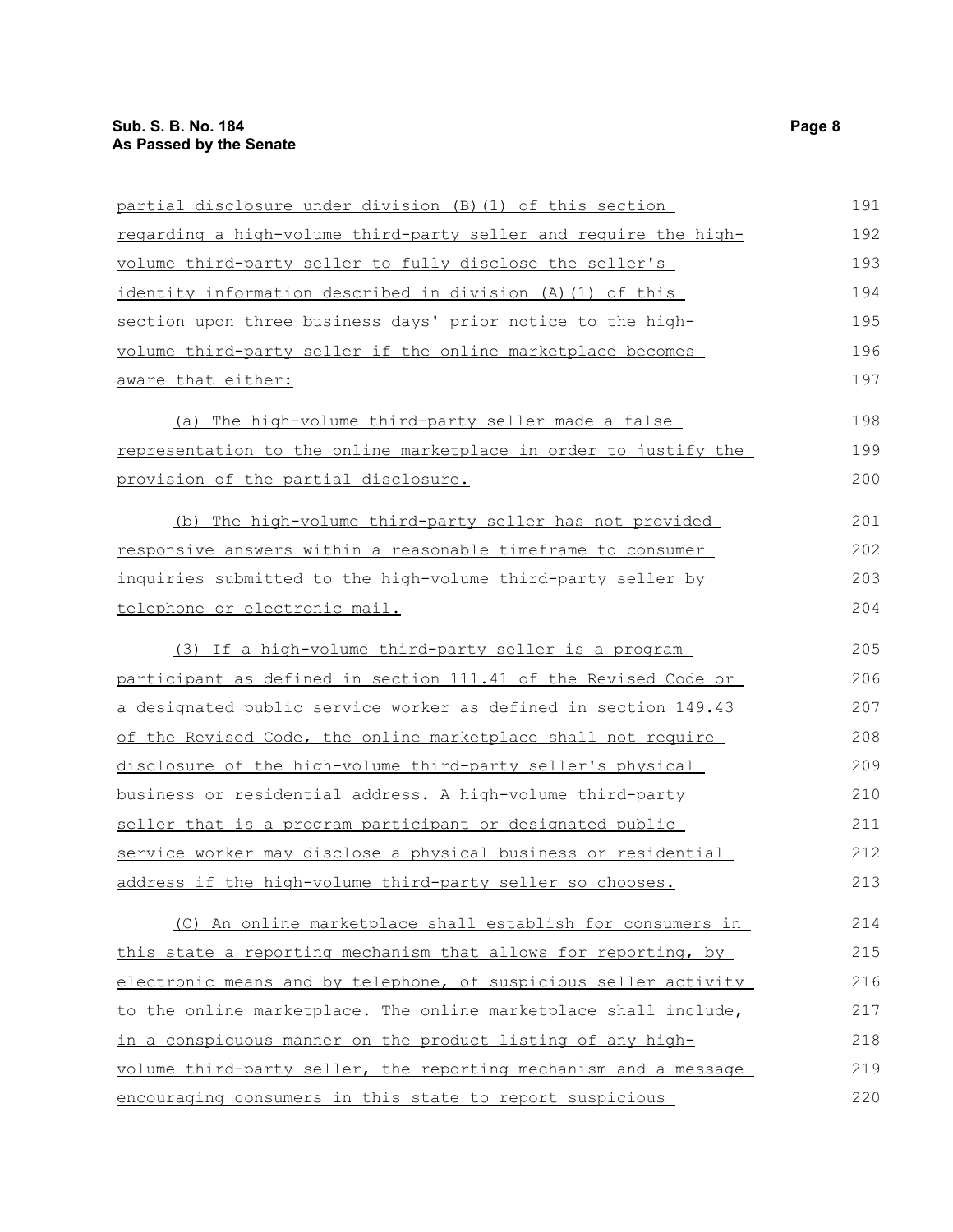partial disclosure under division (B)(1) of this section regarding a high-volume third-party seller and require the high-volume third-party seller to fully disclose the seller's identity information described in division (A)(1) of this section upon three business days' prior notice to the high-volume third-party seller if the online marketplace becomes aware that either:

(a) The high-volume third-party seller made a false representation to the online marketplace in order to justify the provision of the partial disclosure.

(b) The high-volume third-party seller has not provided responsive answers within a reasonable timeframe to consumer inquiries submitted to the high-volume third-party seller by telephone or electronic mail.

(3) If a high-volume third-party seller is a program participant as defined in section 111.41 of the Revised Code or a designated public service worker as defined in section 149.43 of the Revised Code, the online marketplace shall not require disclosure of the high-volume third-party seller's physical business or residential address. A high-volume third-party seller that is a program participant or designated public service worker may disclose a physical business or residential address if the high-volume third-party seller so chooses.

(C) An online marketplace shall establish for consumers in this state a reporting mechanism that allows for reporting, by electronic means and by telephone, of suspicious seller activity to the online marketplace. The online marketplace shall include, in a conspicuous manner on the product listing of any high-volume third-party seller, the reporting mechanism and a message encouraging consumers in this state to report suspicious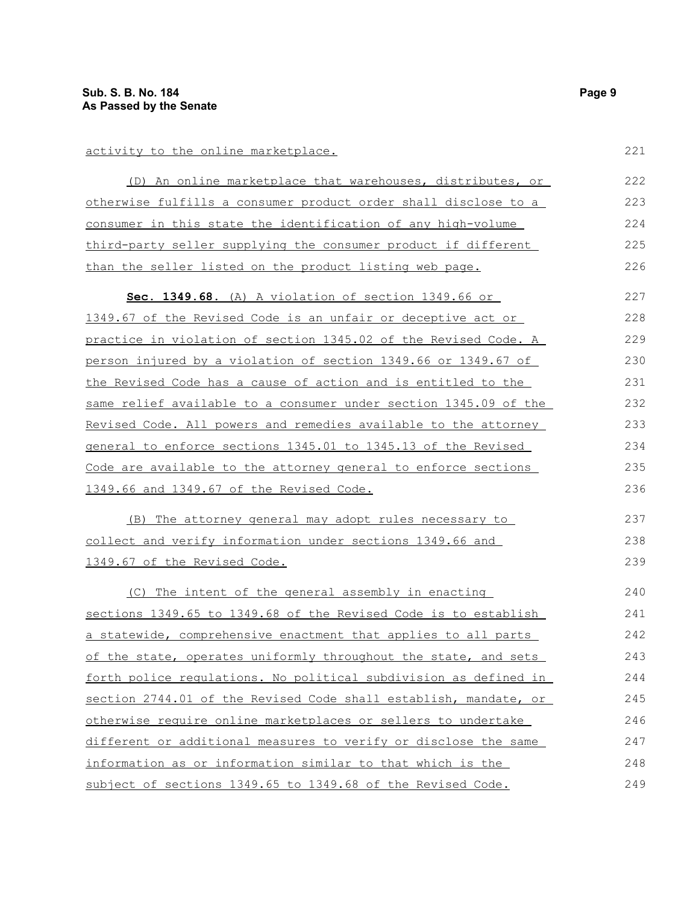activity to the online marketplace.

(D) An online marketplace that warehouses, distributes, or otherwise fulfills a consumer product order shall disclose to a consumer in this state the identification of any high-volume third-party seller supplying the consumer product if different than the seller listed on the product listing web page.

**Sec. 1349.68.** (A) A violation of section 1349.66 or 1349.67 of the Revised Code is an unfair or deceptive act or practice in violation of section 1345.02 of the Revised Code. A person injured by a violation of section 1349.66 or 1349.67 of the Revised Code has a cause of action and is entitled to the same relief available to a consumer under section 1345.09 of the Revised Code. All powers and remedies available to the attorney general to enforce sections 1345.01 to 1345.13 of the Revised Code are available to the attorney general to enforce sections 1349.66 and 1349.67 of the Revised Code.

(B) The attorney general may adopt rules necessary to collect and verify information under sections 1349.66 and 1349.67 of the Revised Code.

(C) The intent of the general assembly in enacting sections 1349.65 to 1349.68 of the Revised Code is to establish a statewide, comprehensive enactment that applies to all parts of the state, operates uniformly throughout the state, and sets forth police regulations. No political subdivision as defined in section 2744.01 of the Revised Code shall establish, mandate, or otherwise require online marketplaces or sellers to undertake different or additional measures to verify or disclose the same information as or information similar to that which is the subject of sections 1349.65 to 1349.68 of the Revised Code.